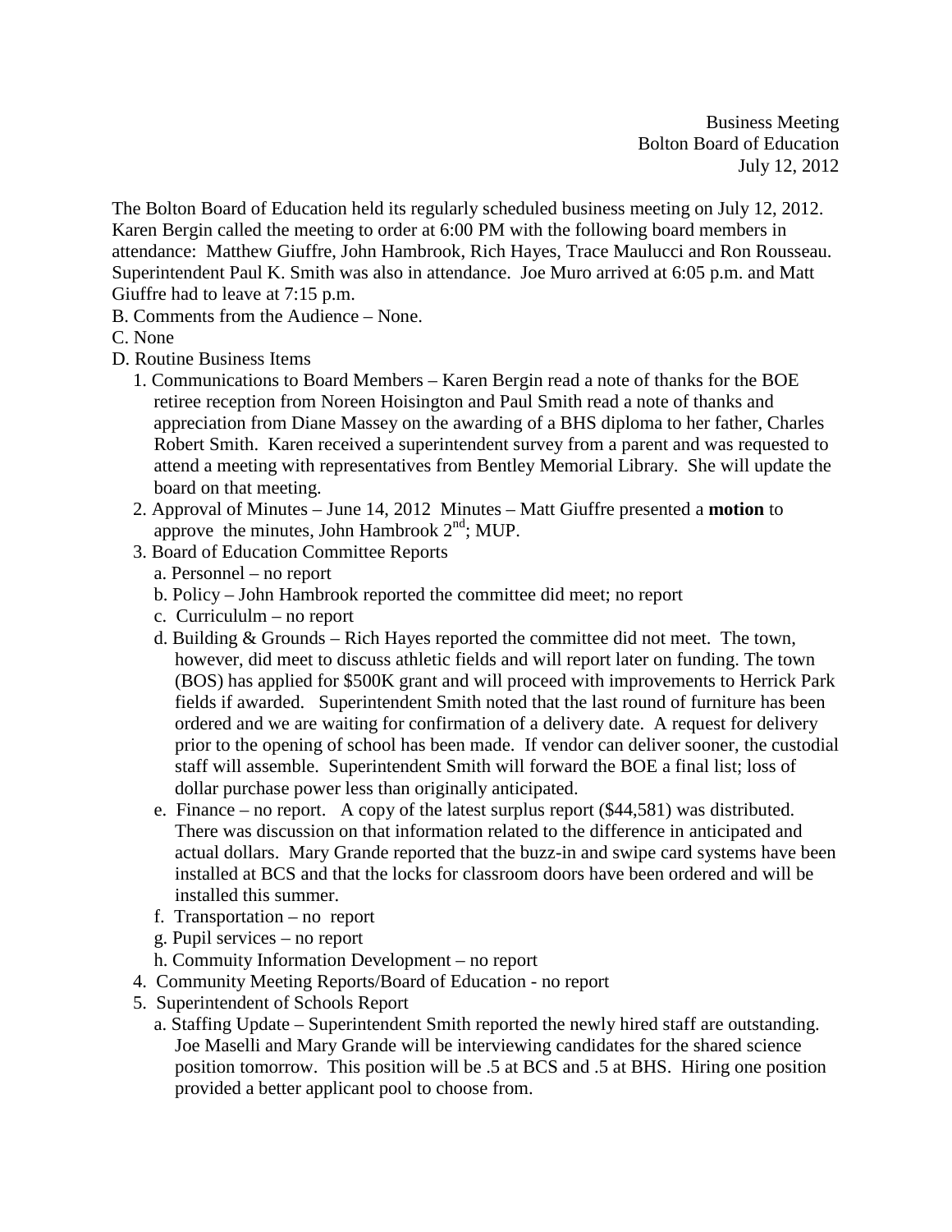Business Meeting
Bolton Board of Education
July 12, 2012

The Bolton Board of Education held its regularly scheduled business meeting on July 12, 2012. Karen Bergin called the meeting to order at 6:00 PM with the following board members in attendance: Matthew Giuffre, John Hambrook, Rich Hayes, Trace Maulucci and Ron Rousseau. Superintendent Paul K. Smith was also in attendance. Joe Muro arrived at 6:05 p.m. and Matt Giuffre had to leave at 7:15 p.m.

B. Comments from the Audience – None.

C. None

D. Routine Business Items

1. Communications to Board Members – Karen Bergin read a note of thanks for the BOE retiree reception from Noreen Hoisington and Paul Smith read a note of thanks and appreciation from Diane Massey on the awarding of a BHS diploma to her father, Charles Robert Smith. Karen received a superintendent survey from a parent and was requested to attend a meeting with representatives from Bentley Memorial Library. She will update the board on that meeting.
2. Approval of Minutes – June 14, 2012 Minutes – Matt Giuffre presented a **motion** to approve the minutes, John Hambrook 2nd; MUP.
3. Board of Education Committee Reports
   - a. Personnel – no report
   - b. Policy – John Hambrook reported the committee did meet; no report
   - c. Curricululm – no report
   - d. Building & Grounds – Rich Hayes reported the committee did not meet. The town, however, did meet to discuss athletic fields and will report later on funding. The town (BOS) has applied for $500K grant and will proceed with improvements to Herrick Park fields if awarded. Superintendent Smith noted that the last round of furniture has been ordered and we are waiting for confirmation of a delivery date. A request for delivery prior to the opening of school has been made. If vendor can deliver sooner, the custodial staff will assemble. Superintendent Smith will forward the BOE a final list; loss of dollar purchase power less than originally anticipated.
   - e. Finance – no report. A copy of the latest surplus report ($44,581) was distributed. There was discussion on that information related to the difference in anticipated and actual dollars. Mary Grande reported that the buzz-in and swipe card systems have been installed at BCS and that the locks for classroom doors have been ordered and will be installed this summer.
   - f. Transportation – no report
   - g. Pupil services – no report
   - h. Commuity Information Development – no report
4. Community Meeting Reports/Board of Education - no report
5. Superintendent of Schools Report
   - a. Staffing Update – Superintendent Smith reported the newly hired staff are outstanding. Joe Maselli and Mary Grande will be interviewing candidates for the shared science position tomorrow. This position will be .5 at BCS and .5 at BHS. Hiring one position provided a better applicant pool to choose from.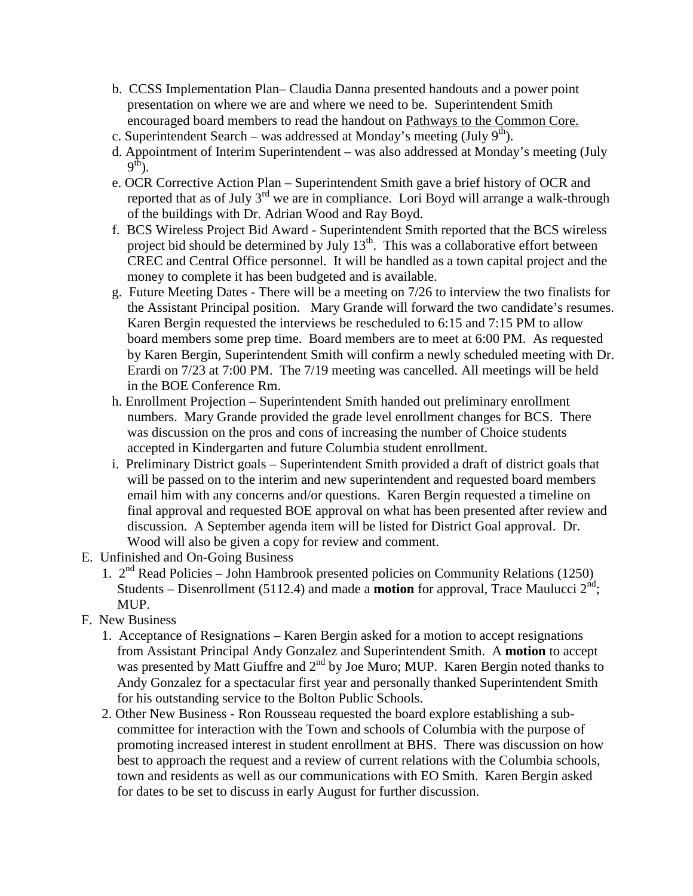b. CCSS Implementation Plan– Claudia Danna presented handouts and a power point presentation on where we are and where we need to be. Superintendent Smith encouraged board members to read the handout on Pathways to the Common Core.

c. Superintendent Search – was addressed at Monday's meeting (July 9th).

d. Appointment of Interim Superintendent – was also addressed at Monday's meeting (July 9th).

e. OCR Corrective Action Plan – Superintendent Smith gave a brief history of OCR and reported that as of July 3rd we are in compliance. Lori Boyd will arrange a walk-through of the buildings with Dr. Adrian Wood and Ray Boyd.

f. BCS Wireless Project Bid Award - Superintendent Smith reported that the BCS wireless project bid should be determined by July 13th. This was a collaborative effort between CREC and Central Office personnel. It will be handled as a town capital project and the money to complete it has been budgeted and is available.

g. Future Meeting Dates - There will be a meeting on 7/26 to interview the two finalists for the Assistant Principal position. Mary Grande will forward the two candidate's resumes. Karen Bergin requested the interviews be rescheduled to 6:15 and 7:15 PM to allow board members some prep time. Board members are to meet at 6:00 PM. As requested by Karen Bergin, Superintendent Smith will confirm a newly scheduled meeting with Dr. Erardi on 7/23 at 7:00 PM. The 7/19 meeting was cancelled. All meetings will be held in the BOE Conference Rm.

h. Enrollment Projection – Superintendent Smith handed out preliminary enrollment numbers. Mary Grande provided the grade level enrollment changes for BCS. There was discussion on the pros and cons of increasing the number of Choice students accepted in Kindergarten and future Columbia student enrollment.

i. Preliminary District goals – Superintendent Smith provided a draft of district goals that will be passed on to the interim and new superintendent and requested board members email him with any concerns and/or questions. Karen Bergin requested a timeline on final approval and requested BOE approval on what has been presented after review and discussion. A September agenda item will be listed for District Goal approval. Dr. Wood will also be given a copy for review and comment.

E. Unfinished and On-Going Business

1. 2nd Read Policies – John Hambrook presented policies on Community Relations (1250) Students – Disenrollment (5112.4) and made a **motion** for approval, Trace Maulucci 2nd; MUP.

F. New Business

1. Acceptance of Resignations – Karen Bergin asked for a motion to accept resignations from Assistant Principal Andy Gonzalez and Superintendent Smith. A **motion** to accept was presented by Matt Giuffre and 2nd by Joe Muro; MUP. Karen Bergin noted thanks to Andy Gonzalez for a spectacular first year and personally thanked Superintendent Smith for his outstanding service to the Bolton Public Schools.

2. Other New Business - Ron Rousseau requested the board explore establishing a sub-committee for interaction with the Town and schools of Columbia with the purpose of promoting increased interest in student enrollment at BHS. There was discussion on how best to approach the request and a review of current relations with the Columbia schools, town and residents as well as our communications with EO Smith. Karen Bergin asked for dates to be set to discuss in early August for further discussion.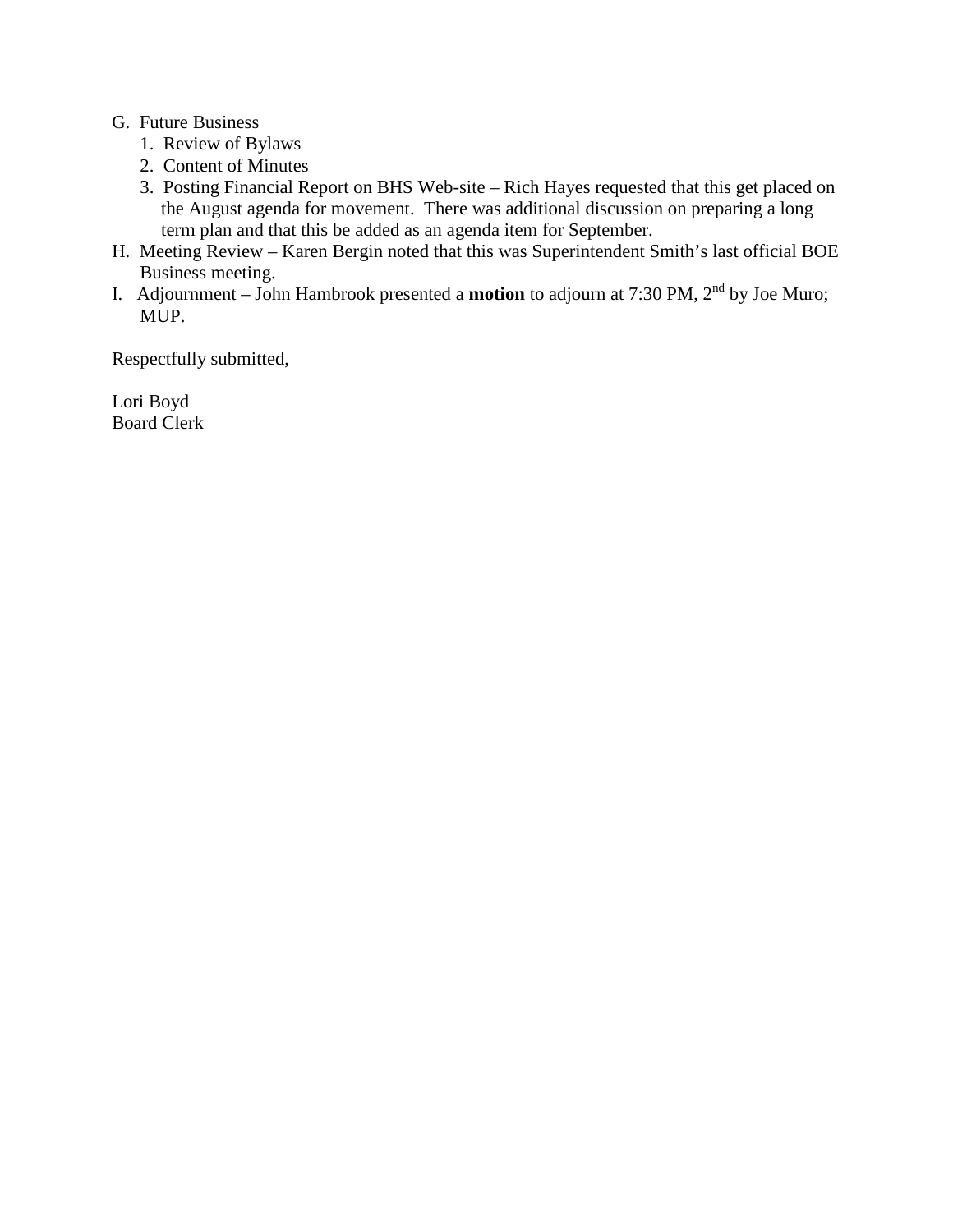G. Future Business
   1. Review of Bylaws
   2. Content of Minutes
   3. Posting Financial Report on BHS Web-site – Rich Hayes requested that this get placed on the August agenda for movement. There was additional discussion on preparing a long term plan and that this be added as an agenda item for September.

H. Meeting Review – Karen Bergin noted that this was Superintendent Smith's last official BOE Business meeting.

I. Adjournment – John Hambrook presented a **motion** to adjourn at 7:30 PM, 2nd by Joe Muro; MUP.

Respectfully submitted,

Lori Boyd
Board Clerk